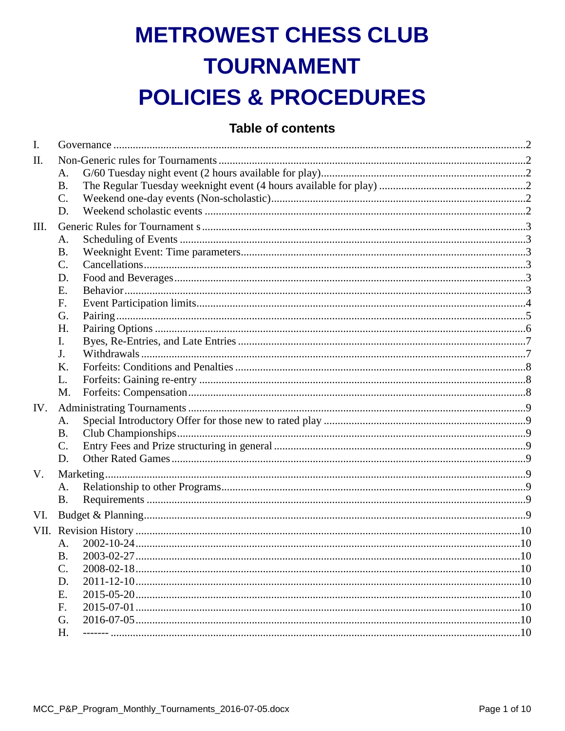# METROWEST CHESS CLUB TOURNAMENT POLICIES & PROCEDURES

## Table of contents

I. Governance ....2

II. Non-Generic rules for Tournaments ....2
- A. G/60 Tuesday night event (2 hours available for play) ....2
- B. The Regular Tuesday weeknight event (4 hours available for play) ....2
- C. Weekend one-day events (Non-scholastic) ....2
- D. Weekend scholastic events ....2

III. Generic Rules for Tournament s ....3
- A. Scheduling of Events ....3
- B. Weeknight Event: Time parameters ....3
- C. Cancellations ....3
- D. Food and Beverages ....3
- E. Behavior ....3
- F. Event Participation limits ....4
- G. Pairing ....5
- H. Pairing Options ....6
- I. Byes, Re-Entries, and Late Entries ....7
- J. Withdrawals ....7
- K. Forfeits: Conditions and Penalties ....8
- L. Forfeits: Gaining re-entry ....8
- M. Forfeits: Compensation ....8

IV. Administrating Tournaments ....9
- A. Special Introductory Offer for those new to rated play ....9
- B. Club Championships ....9
- C. Entry Fees and Prize structuring in general ....9
- D. Other Rated Games ....9

V. Marketing ....9
- A. Relationship to other Programs ....9
- B. Requirements ....9

VI. Budget & Planning ....9

VII. Revision History ....10
- A. 2002-10-24 ....10
- B. 2003-02-27 ....10
- C. 2008-02-18 ....10
- D. 2011-12-10 ....10
- E. 2015-05-20 ....10
- F. 2015-07-01 ....10
- G. 2016-07-05 ....10
- H. ------- ....10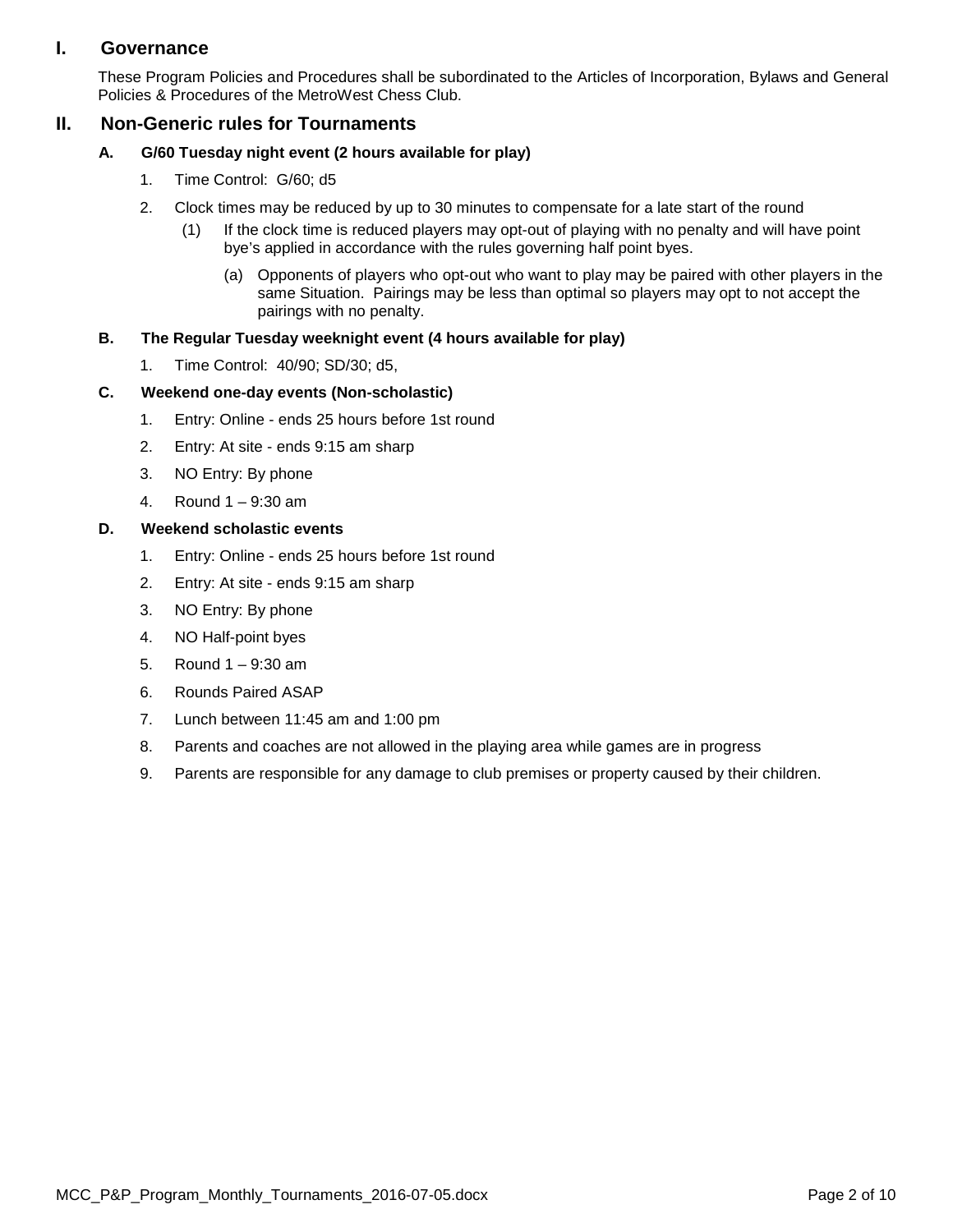## I. Governance

These Program Policies and Procedures shall be subordinated to the Articles of Incorporation, Bylaws and General Policies & Procedures of the MetroWest Chess Club.

## II. Non-Generic rules for Tournaments

### A. G/60 Tuesday night event (2 hours available for play)

1. Time Control: G/60; d5
2. Clock times may be reduced by up to 30 minutes to compensate for a late start of the round
   (1) If the clock time is reduced players may opt-out of playing with no penalty and will have point bye's applied in accordance with the rules governing half point byes.
      (a) Opponents of players who opt-out who want to play may be paired with other players in the same Situation. Pairings may be less than optimal so players may opt to not accept the pairings with no penalty.

### B. The Regular Tuesday weeknight event (4 hours available for play)

1. Time Control: 40/90; SD/30; d5,

### C. Weekend one-day events (Non-scholastic)

1. Entry: Online - ends 25 hours before 1st round
2. Entry: At site - ends 9:15 am sharp
3. NO Entry: By phone
4. Round 1 – 9:30 am

### D. Weekend scholastic events

1. Entry: Online - ends 25 hours before 1st round
2. Entry: At site - ends 9:15 am sharp
3. NO Entry: By phone
4. NO Half-point byes
5. Round 1 – 9:30 am
6. Rounds Paired ASAP
7. Lunch between 11:45 am and 1:00 pm
8. Parents and coaches are not allowed in the playing area while games are in progress
9. Parents are responsible for any damage to club premises or property caused by their children.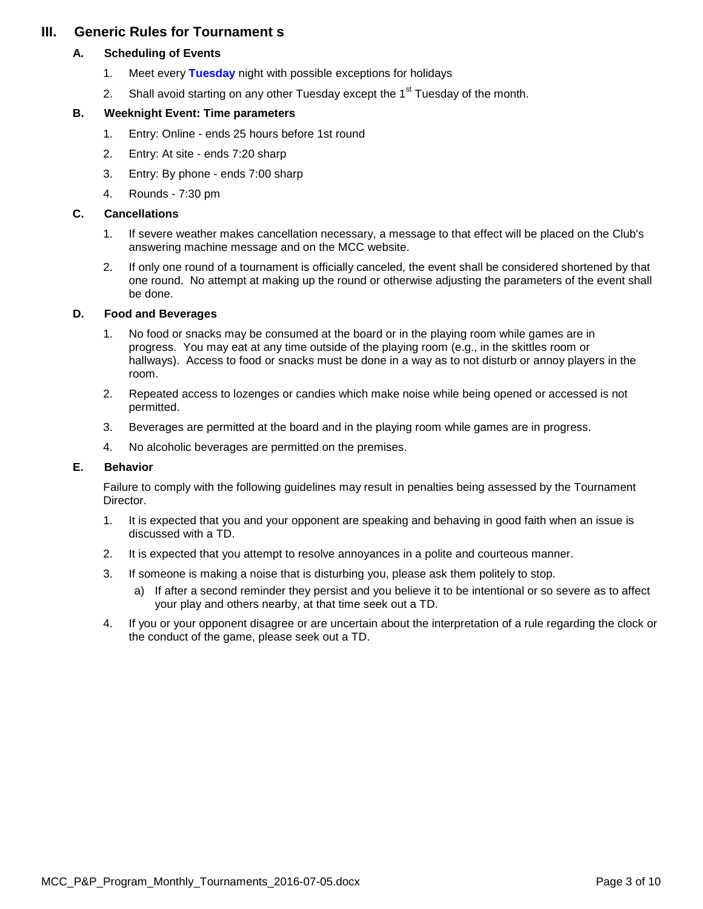## III. Generic Rules for Tournament s

### A. Scheduling of Events

1. Meet every **Tuesday** night with possible exceptions for holidays
2. Shall avoid starting on any other Tuesday except the 1st Tuesday of the month.

### B. Weeknight Event: Time parameters

1. Entry: Online - ends 25 hours before 1st round
2. Entry: At site - ends 7:20 sharp
3. Entry: By phone - ends 7:00 sharp
4. Rounds - 7:30 pm

### C. Cancellations

1. If severe weather makes cancellation necessary, a message to that effect will be placed on the Club's answering machine message and on the MCC website.
2. If only one round of a tournament is officially canceled, the event shall be considered shortened by that one round. No attempt at making up the round or otherwise adjusting the parameters of the event shall be done.

### D. Food and Beverages

1. No food or snacks may be consumed at the board or in the playing room while games are in progress. You may eat at any time outside of the playing room (e.g., in the skittles room or hallways). Access to food or snacks must be done in a way as to not disturb or annoy players in the room.
2. Repeated access to lozenges or candies which make noise while being opened or accessed is not permitted.
3. Beverages are permitted at the board and in the playing room while games are in progress.
4. No alcoholic beverages are permitted on the premises.

### E. Behavior

Failure to comply with the following guidelines may result in penalties being assessed by the Tournament Director.

1. It is expected that you and your opponent are speaking and behaving in good faith when an issue is discussed with a TD.
2. It is expected that you attempt to resolve annoyances in a polite and courteous manner.
3. If someone is making a noise that is disturbing you, please ask them politely to stop.
   a) If after a second reminder they persist and you believe it to be intentional or so severe as to affect your play and others nearby, at that time seek out a TD.
4. If you or your opponent disagree or are uncertain about the interpretation of a rule regarding the clock or the conduct of the game, please seek out a TD.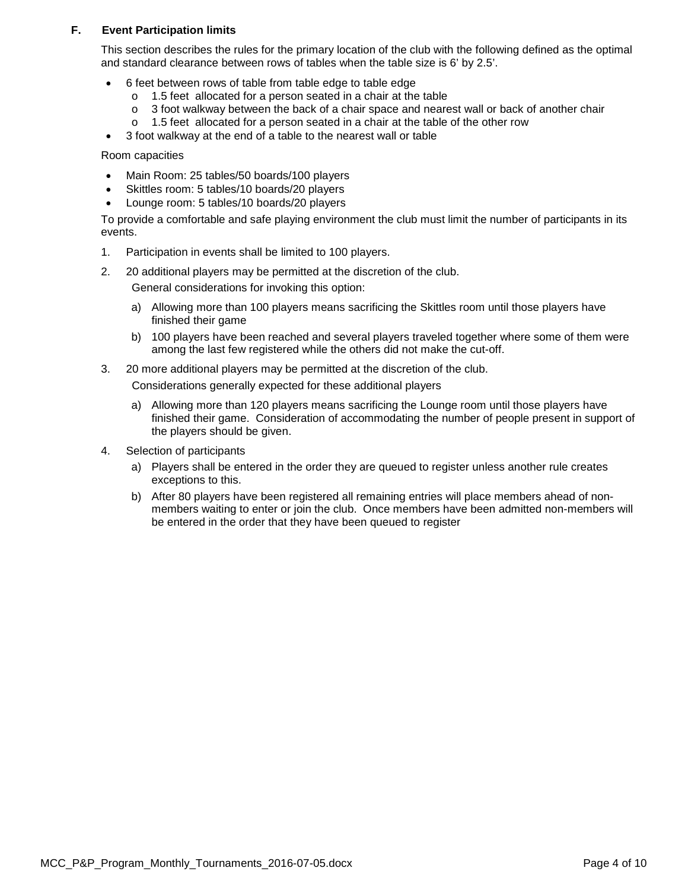### F. Event Participation limits

This section describes the rules for the primary location of the club with the following defined as the optimal and standard clearance between rows of tables when the table size is 6' by 2.5'.

- 6 feet between rows of table from table edge to table edge
  - 1.5 feet allocated for a person seated in a chair at the table
  - 3 foot walkway between the back of a chair space and nearest wall or back of another chair
  - 1.5 feet allocated for a person seated in a chair at the table of the other row
- 3 foot walkway at the end of a table to the nearest wall or table

Room capacities

- Main Room: 25 tables/50 boards/100 players
- Skittles room: 5 tables/10 boards/20 players
- Lounge room: 5 tables/10 boards/20 players

To provide a comfortable and safe playing environment the club must limit the number of participants in its events.

1. Participation in events shall be limited to 100 players.
2. 20 additional players may be permitted at the discretion of the club.

   General considerations for invoking this option:

   a) Allowing more than 100 players means sacrificing the Skittles room until those players have finished their game

   b) 100 players have been reached and several players traveled together where some of them were among the last few registered while the others did not make the cut-off.
3. 20 more additional players may be permitted at the discretion of the club.

   Considerations generally expected for these additional players

   a) Allowing more than 120 players means sacrificing the Lounge room until those players have finished their game. Consideration of accommodating the number of people present in support of the players should be given.
4. Selection of participants

   a) Players shall be entered in the order they are queued to register unless another rule creates exceptions to this.

   b) After 80 players have been registered all remaining entries will place members ahead of non-members waiting to enter or join the club. Once members have been admitted non-members will be entered in the order that they have been queued to register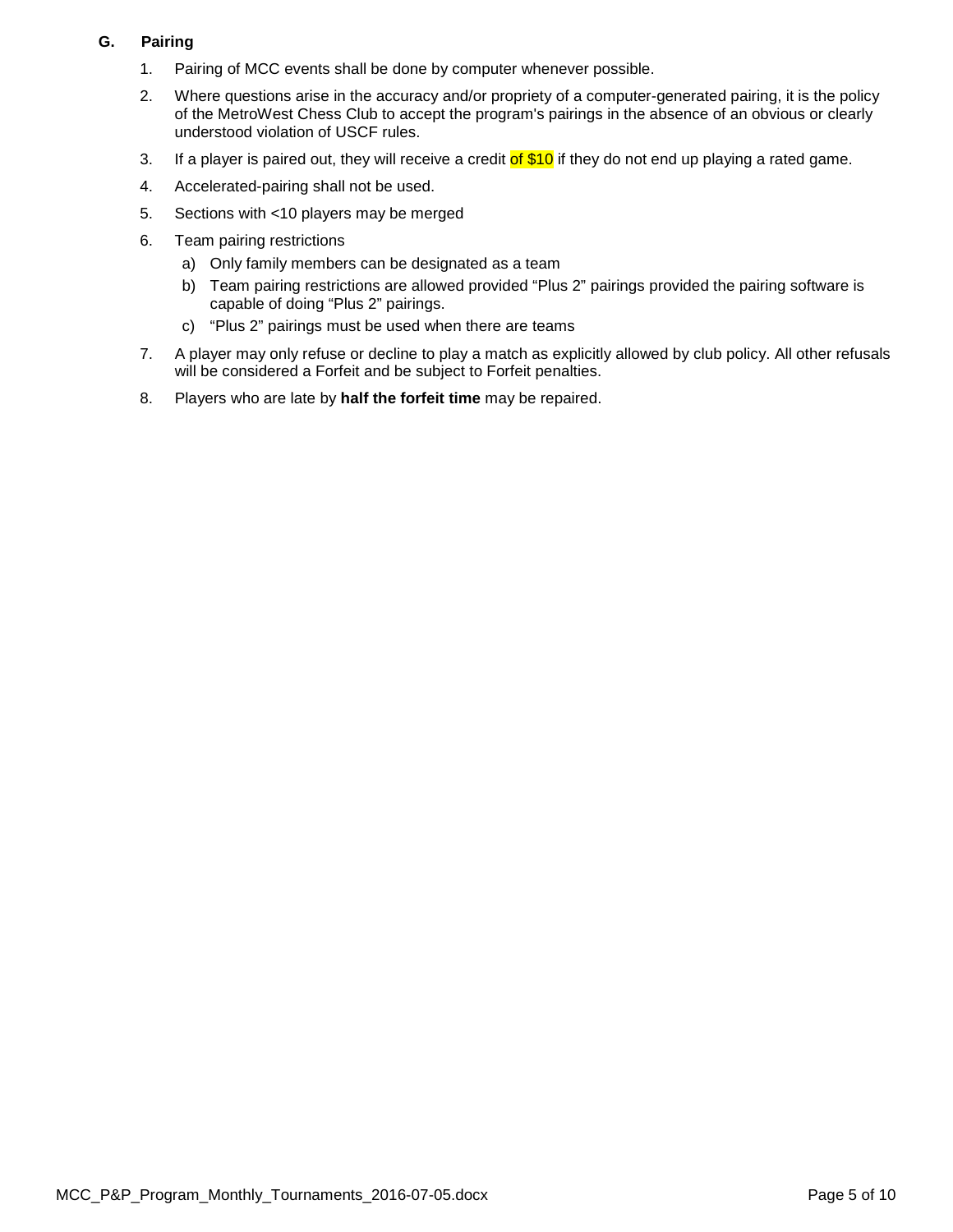### G. Pairing

1. Pairing of MCC events shall be done by computer whenever possible.
2. Where questions arise in the accuracy and/or propriety of a computer-generated pairing, it is the policy of the MetroWest Chess Club to accept the program's pairings in the absence of an obvious or clearly understood violation of USCF rules.
3. If a player is paired out, they will receive a credit of $10 if they do not end up playing a rated game.
4. Accelerated-pairing shall not be used.
5. Sections with <10 players may be merged
6. Team pairing restrictions
   a) Only family members can be designated as a team
   b) Team pairing restrictions are allowed provided “Plus 2” pairings provided the pairing software is capable of doing “Plus 2” pairings.
   c) “Plus 2” pairings must be used when there are teams
7. A player may only refuse or decline to play a match as explicitly allowed by club policy. All other refusals will be considered a Forfeit and be subject to Forfeit penalties.
8. Players who are late by **half the forfeit time** may be repaired.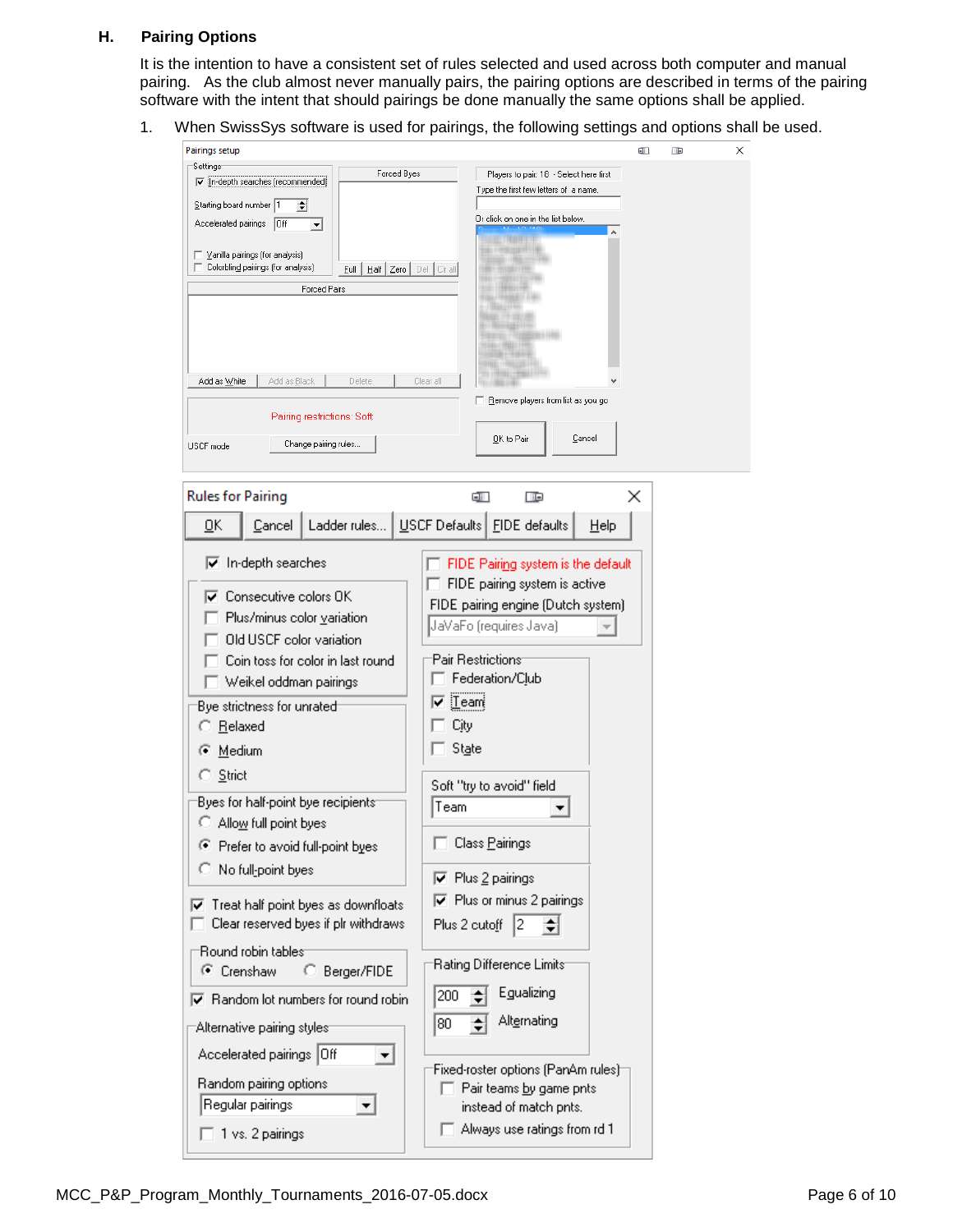## H. Pairing Options

It is the intention to have a consistent set of rules selected and used across both computer and manual pairing. As the club almost never manually pairs, the pairing options are described in terms of the pairing software with the intent that should pairings be done manually the same options shall be applied.

1. When SwissSys software is used for pairings, the following settings and options shall be used.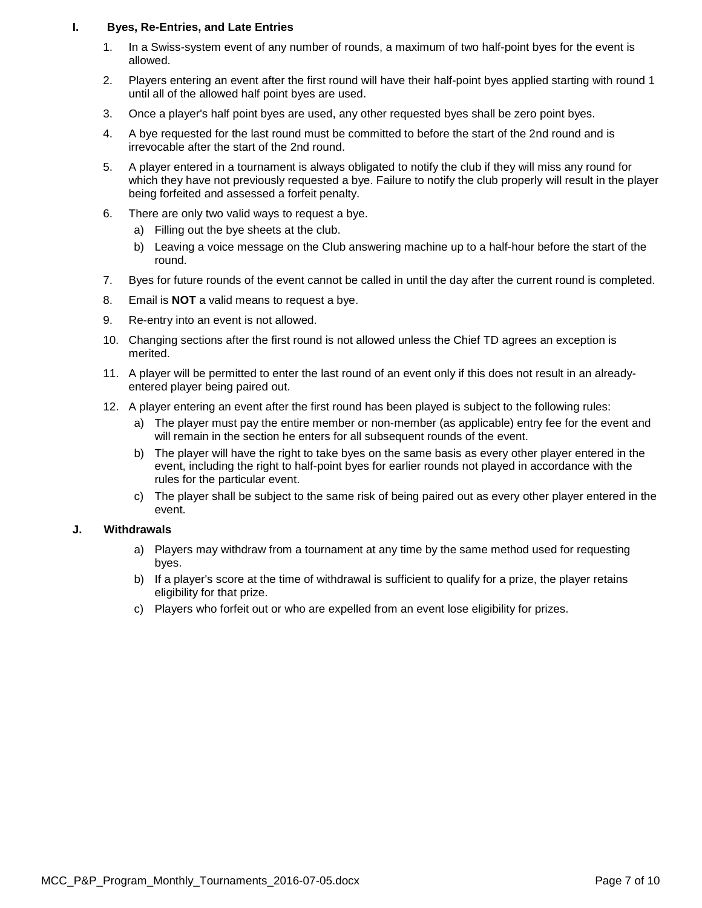## I. Byes, Re-Entries, and Late Entries

1. In a Swiss-system event of any number of rounds, a maximum of two half-point byes for the event is allowed.
2. Players entering an event after the first round will have their half-point byes applied starting with round 1 until all of the allowed half point byes are used.
3. Once a player's half point byes are used, any other requested byes shall be zero point byes.
4. A bye requested for the last round must be committed to before the start of the 2nd round and is irrevocable after the start of the 2nd round.
5. A player entered in a tournament is always obligated to notify the club if they will miss any round for which they have not previously requested a bye. Failure to notify the club properly will result in the player being forfeited and assessed a forfeit penalty.
6. There are only two valid ways to request a bye.
   a) Filling out the bye sheets at the club.
   b) Leaving a voice message on the Club answering machine up to a half-hour before the start of the round.
7. Byes for future rounds of the event cannot be called in until the day after the current round is completed.
8. Email is **NOT** a valid means to request a bye.
9. Re-entry into an event is not allowed.
10. Changing sections after the first round is not allowed unless the Chief TD agrees an exception is merited.
11. A player will be permitted to enter the last round of an event only if this does not result in an already-entered player being paired out.
12. A player entering an event after the first round has been played is subject to the following rules:
    a) The player must pay the entire member or non-member (as applicable) entry fee for the event and will remain in the section he enters for all subsequent rounds of the event.
    b) The player will have the right to take byes on the same basis as every other player entered in the event, including the right to half-point byes for earlier rounds not played in accordance with the rules for the particular event.
    c) The player shall be subject to the same risk of being paired out as every other player entered in the event.

## J. Withdrawals

a) Players may withdraw from a tournament at any time by the same method used for requesting byes.

b) If a player's score at the time of withdrawal is sufficient to qualify for a prize, the player retains eligibility for that prize.

c) Players who forfeit out or who are expelled from an event lose eligibility for prizes.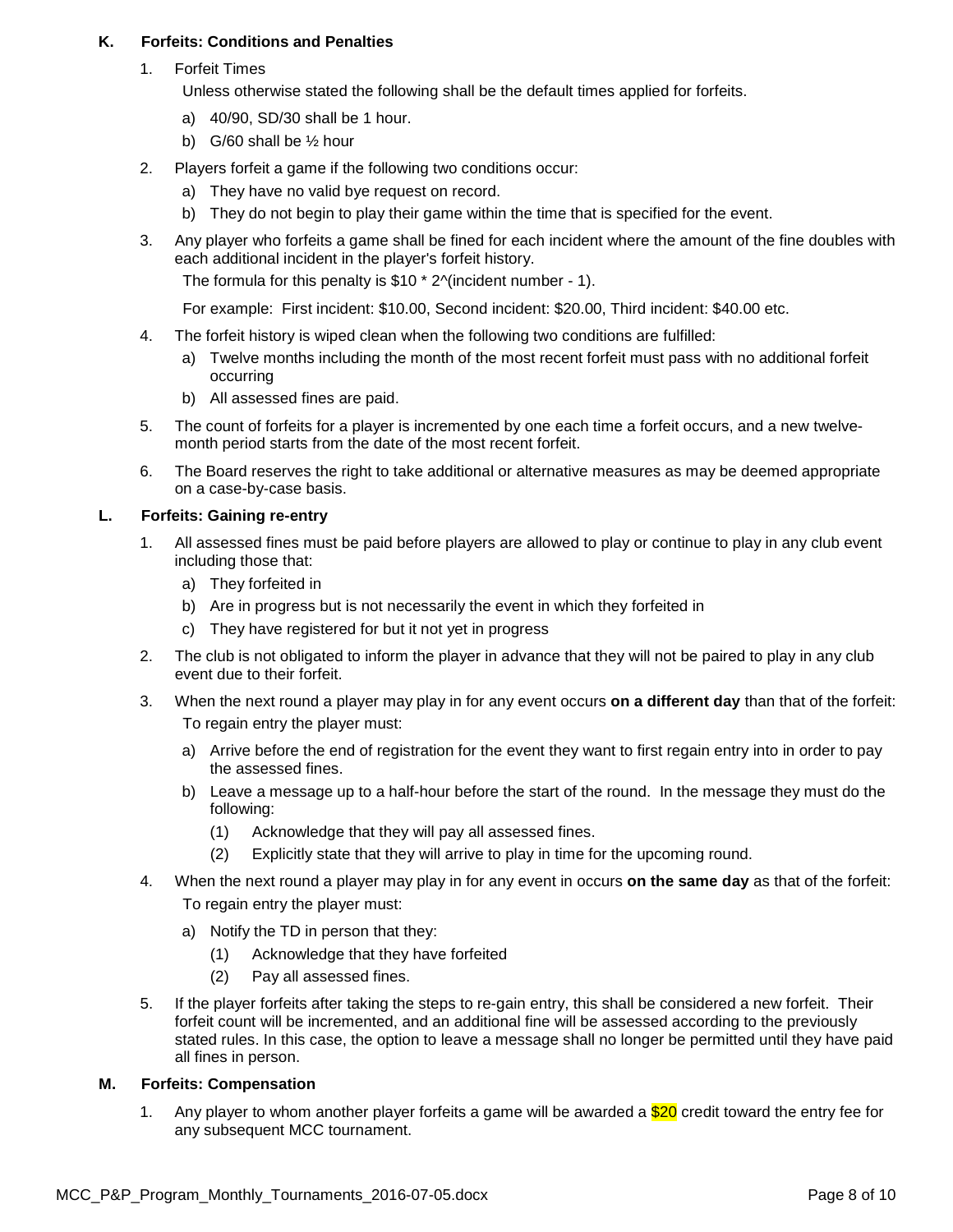## K. Forfeits: Conditions and Penalties

1. Forfeit Times

   Unless otherwise stated the following shall be the default times applied for forfeits.

   a) 40/90, SD/30 shall be 1 hour.

   b) G/60 shall be ½ hour

2. Players forfeit a game if the following two conditions occur:

   a) They have no valid bye request on record.

   b) They do not begin to play their game within the time that is specified for the event.

3. Any player who forfeits a game shall be fined for each incident where the amount of the fine doubles with each additional incident in the player's forfeit history.

   The formula for this penalty is $10 * 2^(incident number - 1).

   For example: First incident: $10.00, Second incident: $20.00, Third incident: $40.00 etc.

4. The forfeit history is wiped clean when the following two conditions are fulfilled:

   a) Twelve months including the month of the most recent forfeit must pass with no additional forfeit occurring

   b) All assessed fines are paid.

5. The count of forfeits for a player is incremented by one each time a forfeit occurs, and a new twelve-month period starts from the date of the most recent forfeit.

6. The Board reserves the right to take additional or alternative measures as may be deemed appropriate on a case-by-case basis.

## L. Forfeits: Gaining re-entry

1. All assessed fines must be paid before players are allowed to play or continue to play in any club event including those that:

   a) They forfeited in

   b) Are in progress but is not necessarily the event in which they forfeited in

   c) They have registered for but it not yet in progress

2. The club is not obligated to inform the player in advance that they will not be paired to play in any club event due to their forfeit.

3. When the next round a player may play in for any event occurs **on a different day** than that of the forfeit:

   To regain entry the player must:

   a) Arrive before the end of registration for the event they want to first regain entry into in order to pay the assessed fines.

   b) Leave a message up to a half-hour before the start of the round. In the message they must do the following:

      (1) Acknowledge that they will pay all assessed fines.

      (2) Explicitly state that they will arrive to play in time for the upcoming round.

4. When the next round a player may play in for any event in occurs **on the same day** as that of the forfeit:

   To regain entry the player must:

   a) Notify the TD in person that they:

      (1) Acknowledge that they have forfeited

      (2) Pay all assessed fines.

5. If the player forfeits after taking the steps to re-gain entry, this shall be considered a new forfeit. Their forfeit count will be incremented, and an additional fine will be assessed according to the previously stated rules. In this case, the option to leave a message shall no longer be permitted until they have paid all fines in person.

## M. Forfeits: Compensation

1. Any player to whom another player forfeits a game will be awarded a $20 credit toward the entry fee for any subsequent MCC tournament.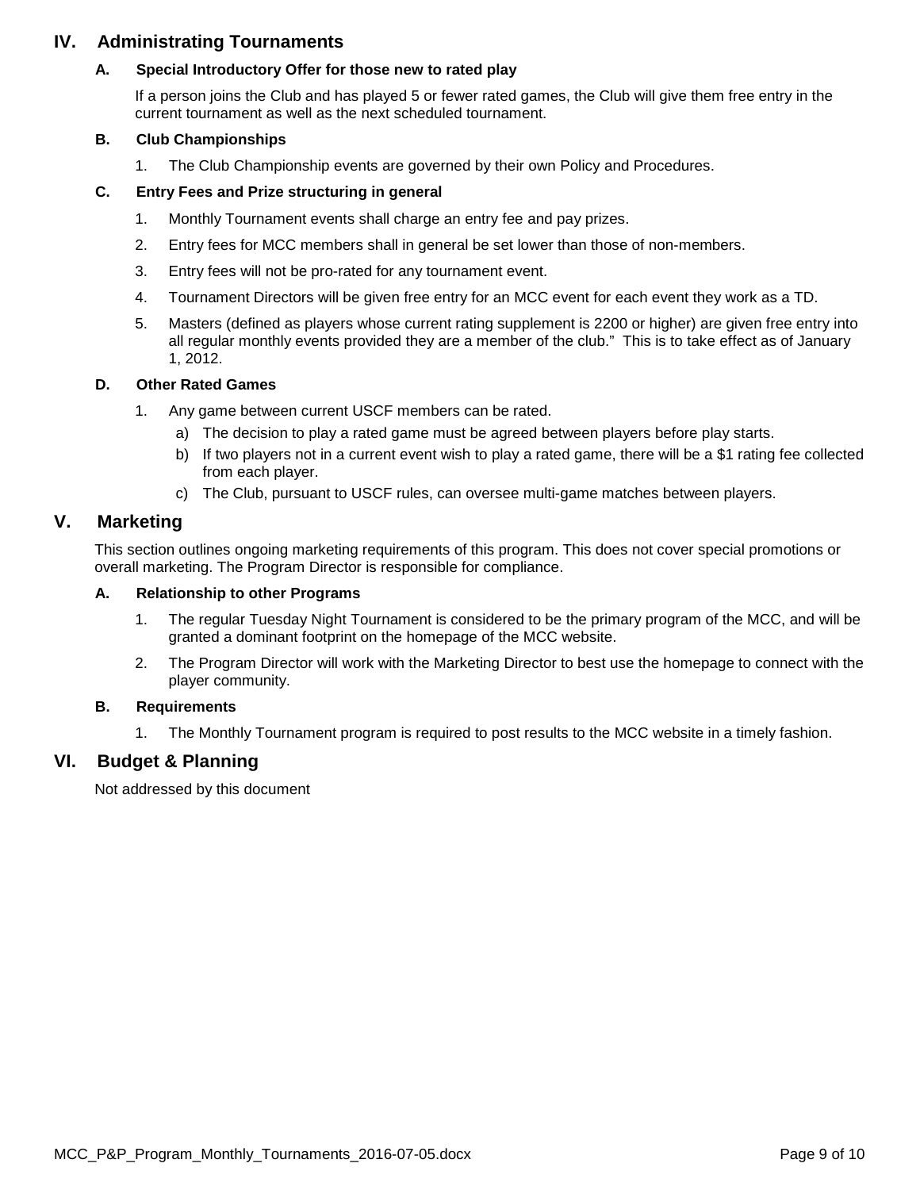## IV. Administrating Tournaments

### A. Special Introductory Offer for those new to rated play

If a person joins the Club and has played 5 or fewer rated games, the Club will give them free entry in the current tournament as well as the next scheduled tournament.

### B. Club Championships

1. The Club Championship events are governed by their own Policy and Procedures.

### C. Entry Fees and Prize structuring in general

1. Monthly Tournament events shall charge an entry fee and pay prizes.
2. Entry fees for MCC members shall in general be set lower than those of non-members.
3. Entry fees will not be pro-rated for any tournament event.
4. Tournament Directors will be given free entry for an MCC event for each event they work as a TD.
5. Masters (defined as players whose current rating supplement is 2200 or higher) are given free entry into all regular monthly events provided they are a member of the club." This is to take effect as of January 1, 2012.

### D. Other Rated Games

1. Any game between current USCF members can be rated.
   a) The decision to play a rated game must be agreed between players before play starts.
   b) If two players not in a current event wish to play a rated game, there will be a $1 rating fee collected from each player.
   c) The Club, pursuant to USCF rules, can oversee multi-game matches between players.

## V. Marketing

This section outlines ongoing marketing requirements of this program. This does not cover special promotions or overall marketing. The Program Director is responsible for compliance.

### A. Relationship to other Programs

1. The regular Tuesday Night Tournament is considered to be the primary program of the MCC, and will be granted a dominant footprint on the homepage of the MCC website.
2. The Program Director will work with the Marketing Director to best use the homepage to connect with the player community.

### B. Requirements

1. The Monthly Tournament program is required to post results to the MCC website in a timely fashion.

## VI. Budget & Planning

Not addressed by this document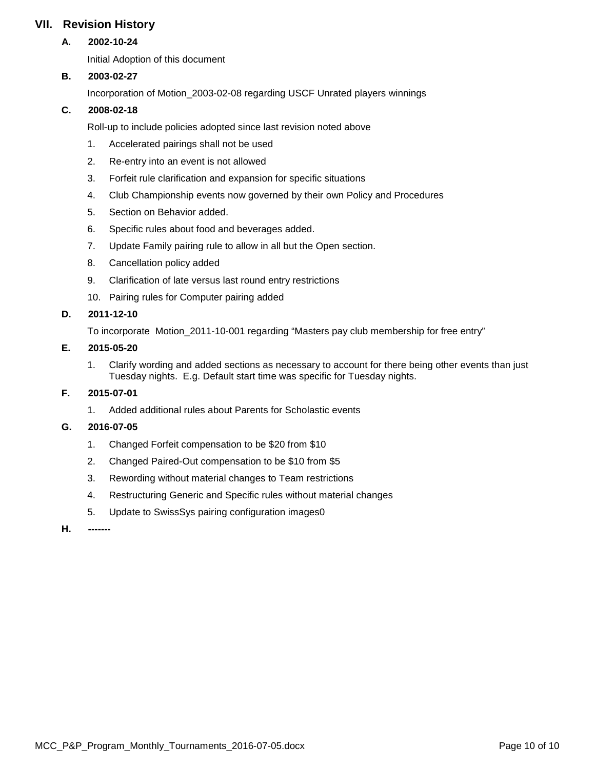## VII. Revision History

### A. 2002-10-24

Initial Adoption of this document

### B. 2003-02-27

Incorporation of Motion_2003-02-08 regarding USCF Unrated players winnings

### C. 2008-02-18

Roll-up to include policies adopted since last revision noted above

1. Accelerated pairings shall not be used
2. Re-entry into an event is not allowed
3. Forfeit rule clarification and expansion for specific situations
4. Club Championship events now governed by their own Policy and Procedures
5. Section on Behavior added.
6. Specific rules about food and beverages added.
7. Update Family pairing rule to allow in all but the Open section.
8. Cancellation policy added
9. Clarification of late versus last round entry restrictions
10. Pairing rules for Computer pairing added

### D. 2011-12-10

To incorporate Motion_2011-10-001 regarding "Masters pay club membership for free entry"

### E. 2015-05-20

1. Clarify wording and added sections as necessary to account for there being other events than just Tuesday nights. E.g. Default start time was specific for Tuesday nights.

### F. 2015-07-01

1. Added additional rules about Parents for Scholastic events

### G. 2016-07-05

1. Changed Forfeit compensation to be $20 from $10
2. Changed Paired-Out compensation to be $10 from $5
3. Rewording without material changes to Team restrictions
4. Restructuring Generic and Specific rules without material changes
5. Update to SwissSys pairing configuration images0

### H. -------